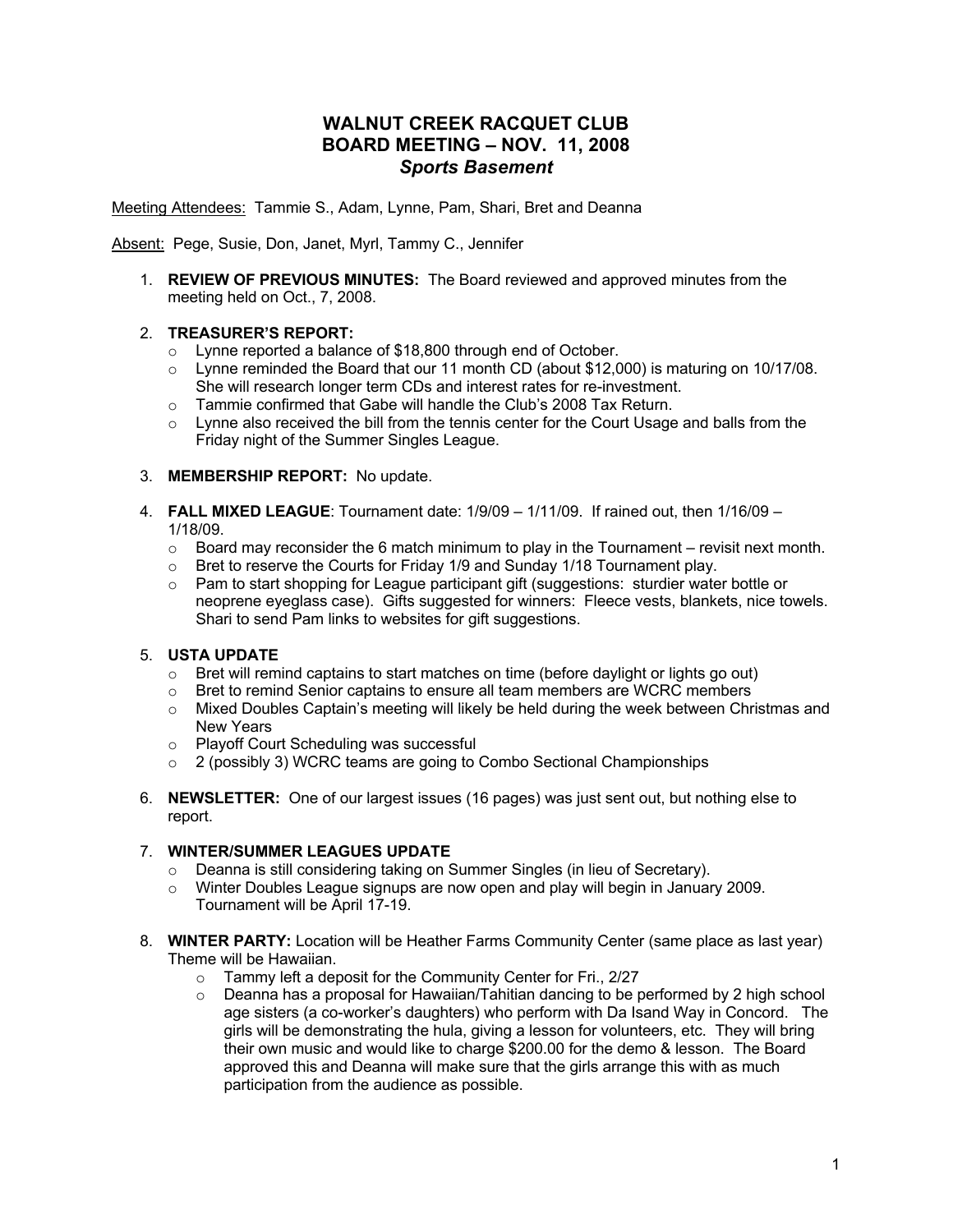# WALNUT CREEK RACQUET CLUB
# BOARD MEETING – NOV. 11, 2008
### *Sports Basement*

Meeting Attendees: Tammie S., Adam, Lynne, Pam, Shari, Bret and Deanna

Absent: Pege, Susie, Don, Janet, Myrl, Tammy C., Jennifer

1. **REVIEW OF PREVIOUS MINUTES:** The Board reviewed and approved minutes from the meeting held on Oct., 7, 2008.

2. **TREASURER'S REPORT:**
   - Lynne reported a balance of $18,800 through end of October.
   - Lynne reminded the Board that our 11 month CD (about $12,000) is maturing on 10/17/08. She will research longer term CDs and interest rates for re-investment.
   - Tammie confirmed that Gabe will handle the Club's 2008 Tax Return.
   - Lynne also received the bill from the tennis center for the Court Usage and balls from the Friday night of the Summer Singles League.

3. **MEMBERSHIP REPORT:** No update.

4. **FALL MIXED LEAGUE**: Tournament date: 1/9/09 – 1/11/09. If rained out, then 1/16/09 – 1/18/09.
   - Board may reconsider the 6 match minimum to play in the Tournament – revisit next month.
   - Bret to reserve the Courts for Friday 1/9 and Sunday 1/18 Tournament play.
   - Pam to start shopping for League participant gift (suggestions: sturdier water bottle or neoprene eyeglass case). Gifts suggested for winners: Fleece vests, blankets, nice towels. Shari to send Pam links to websites for gift suggestions.

5. **USTA UPDATE**
   - Bret will remind captains to start matches on time (before daylight or lights go out)
   - Bret to remind Senior captains to ensure all team members are WCRC members
   - Mixed Doubles Captain's meeting will likely be held during the week between Christmas and New Years
   - Playoff Court Scheduling was successful
   - 2 (possibly 3) WCRC teams are going to Combo Sectional Championships

6. **NEWSLETTER:** One of our largest issues (16 pages) was just sent out, but nothing else to report.

7. **WINTER/SUMMER LEAGUES UPDATE**
   - Deanna is still considering taking on Summer Singles (in lieu of Secretary).
   - Winter Doubles League signups are now open and play will begin in January 2009. Tournament will be April 17-19.

8. **WINTER PARTY:** Location will be Heather Farms Community Center (same place as last year) Theme will be Hawaiian.
   - Tammy left a deposit for the Community Center for Fri., 2/27
   - Deanna has a proposal for Hawaiian/Tahitian dancing to be performed by 2 high school age sisters (a co-worker's daughters) who perform with Da Isand Way in Concord. The girls will be demonstrating the hula, giving a lesson for volunteers, etc. They will bring their own music and would like to charge $200.00 for the demo & lesson. The Board approved this and Deanna will make sure that the girls arrange this with as much participation from the audience as possible.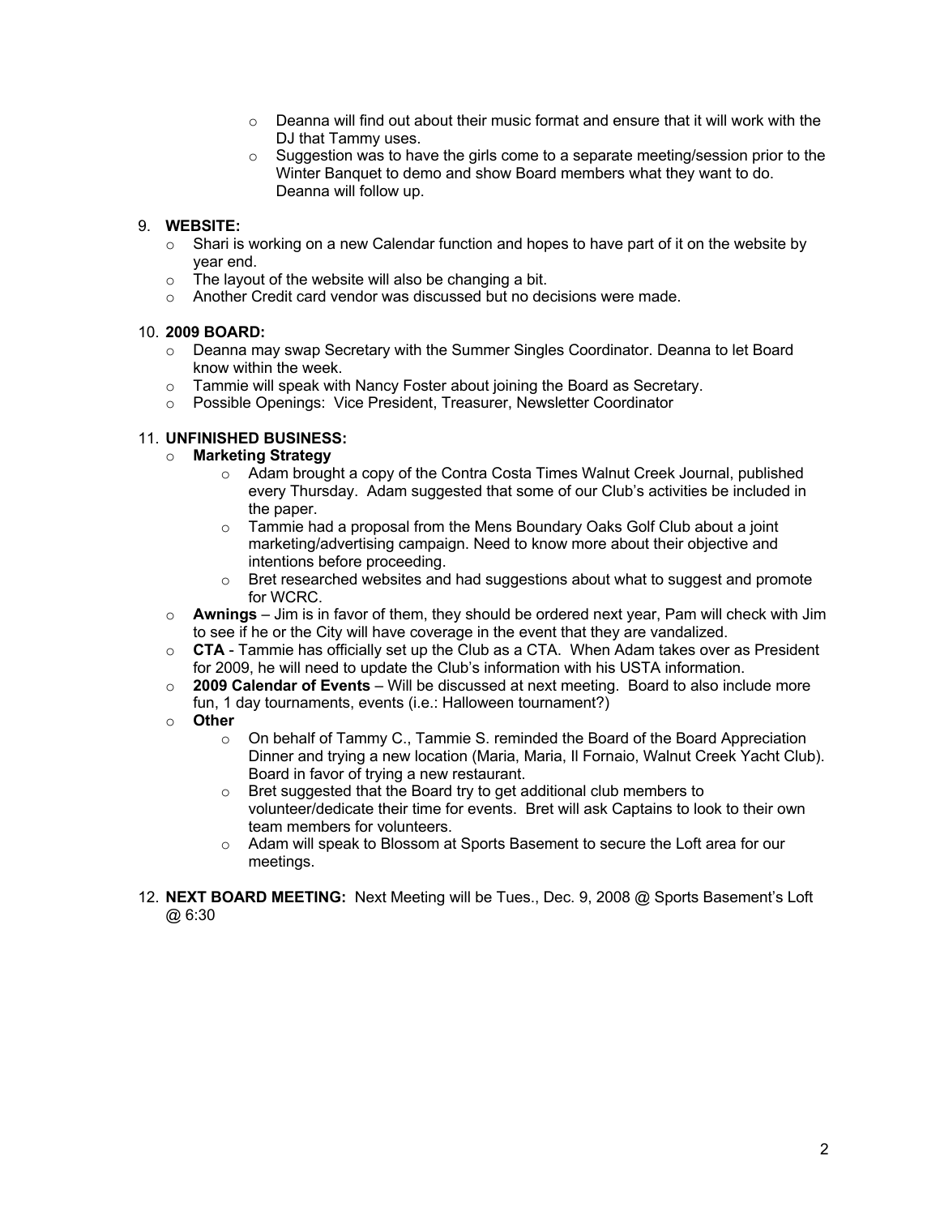- Deanna will find out about their music format and ensure that it will work with the DJ that Tammy uses.
- Suggestion was to have the girls come to a separate meeting/session prior to the Winter Banquet to demo and show Board members what they want to do. Deanna will follow up.

9. **WEBSITE:**
   - Shari is working on a new Calendar function and hopes to have part of it on the website by year end.
   - The layout of the website will also be changing a bit.
   - Another Credit card vendor was discussed but no decisions were made.

10. **2009 BOARD:**
    - Deanna may swap Secretary with the Summer Singles Coordinator. Deanna to let Board know within the week.
    - Tammie will speak with Nancy Foster about joining the Board as Secretary.
    - Possible Openings: Vice President, Treasurer, Newsletter Coordinator

11. **UNFINISHED BUSINESS:**
    - **Marketing Strategy**
      - Adam brought a copy of the Contra Costa Times Walnut Creek Journal, published every Thursday. Adam suggested that some of our Club's activities be included in the paper.
      - Tammie had a proposal from the Mens Boundary Oaks Golf Club about a joint marketing/advertising campaign. Need to know more about their objective and intentions before proceeding.
      - Bret researched websites and had suggestions about what to suggest and promote for WCRC.
    - **Awnings** – Jim is in favor of them, they should be ordered next year, Pam will check with Jim to see if he or the City will have coverage in the event that they are vandalized.
    - **CTA** - Tammie has officially set up the Club as a CTA. When Adam takes over as President for 2009, he will need to update the Club's information with his USTA information.
    - **2009 Calendar of Events** – Will be discussed at next meeting. Board to also include more fun, 1 day tournaments, events (i.e.: Halloween tournament?)
    - **Other**
      - On behalf of Tammy C., Tammie S. reminded the Board of the Board Appreciation Dinner and trying a new location (Maria, Maria, Il Fornaio, Walnut Creek Yacht Club). Board in favor of trying a new restaurant.
      - Bret suggested that the Board try to get additional club members to volunteer/dedicate their time for events. Bret will ask Captains to look to their own team members for volunteers.
      - Adam will speak to Blossom at Sports Basement to secure the Loft area for our meetings.

12. **NEXT BOARD MEETING:** Next Meeting will be Tues., Dec. 9, 2008 @ Sports Basement's Loft @ 6:30